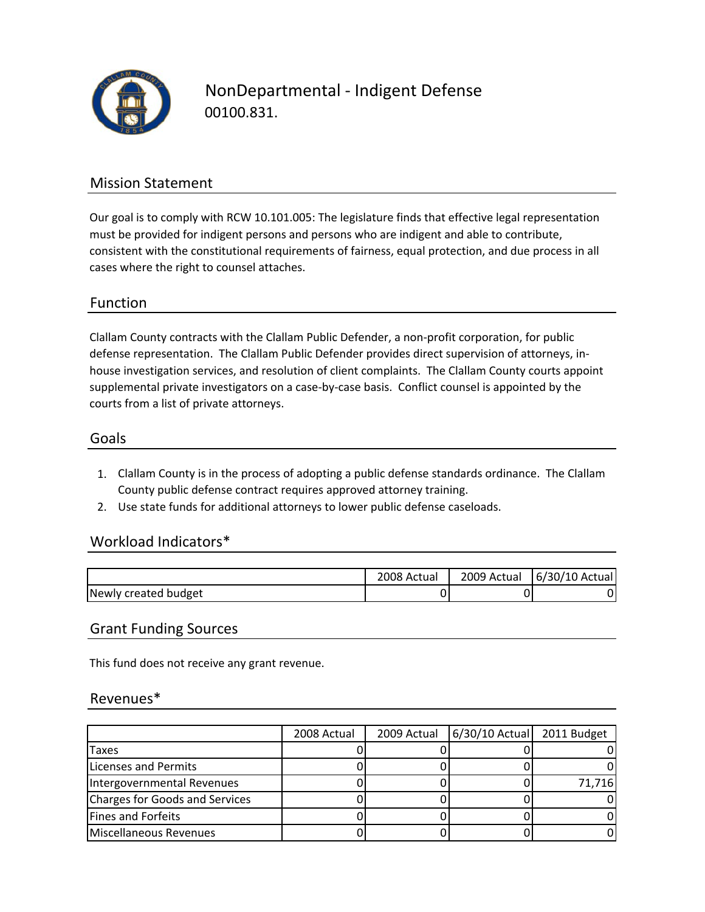# NonDepartmental - Indigent Defense

00100.831.

## Mission Statement

Our goal is to comply with RCW 10.101.005: The legislature finds that effective legal representation must be provided for indigent persons and persons who are indigent and able to contribute, consistent with the constitutional requirements of fairness, equal protection, and due process in all cases where the right to counsel attaches.

## Function

Clallam County contracts with the Clallam Public Defender, a non-profit corporation, for public defense representation. The Clallam Public Defender provides direct supervision of attorneys, in-house investigation services, and resolution of client complaints. The Clallam County courts appoint supplemental private investigators on a case-by-case basis. Conflict counsel is appointed by the courts from a list of private attorneys.

## Goals

1. Clallam County is in the process of adopting a public defense standards ordinance. The Clallam County public defense contract requires approved attorney training.
2. Use state funds for additional attorneys to lower public defense caseloads.

## Workload Indicators*

| | 2008 Actual | 2009 Actual | 6/30/10 Actual |
|---|---|---|---|
| Newly created budget | 0 | 0 | 0 |

## Grant Funding Sources

This fund does not receive any grant revenue.

## Revenues*

| | 2008 Actual | 2009 Actual | 6/30/10 Actual | 2011 Budget |
|---|---|---|---|---|
| Taxes | 0 | 0 | 0 | 0 |
| Licenses and Permits | 0 | 0 | 0 | 0 |
| Intergovernmental Revenues | 0 | 0 | 0 | 71,716 |
| Charges for Goods and Services | 0 | 0 | 0 | 0 |
| Fines and Forfeits | 0 | 0 | 0 | 0 |
| Miscellaneous Revenues | 0 | 0 | 0 | 0 |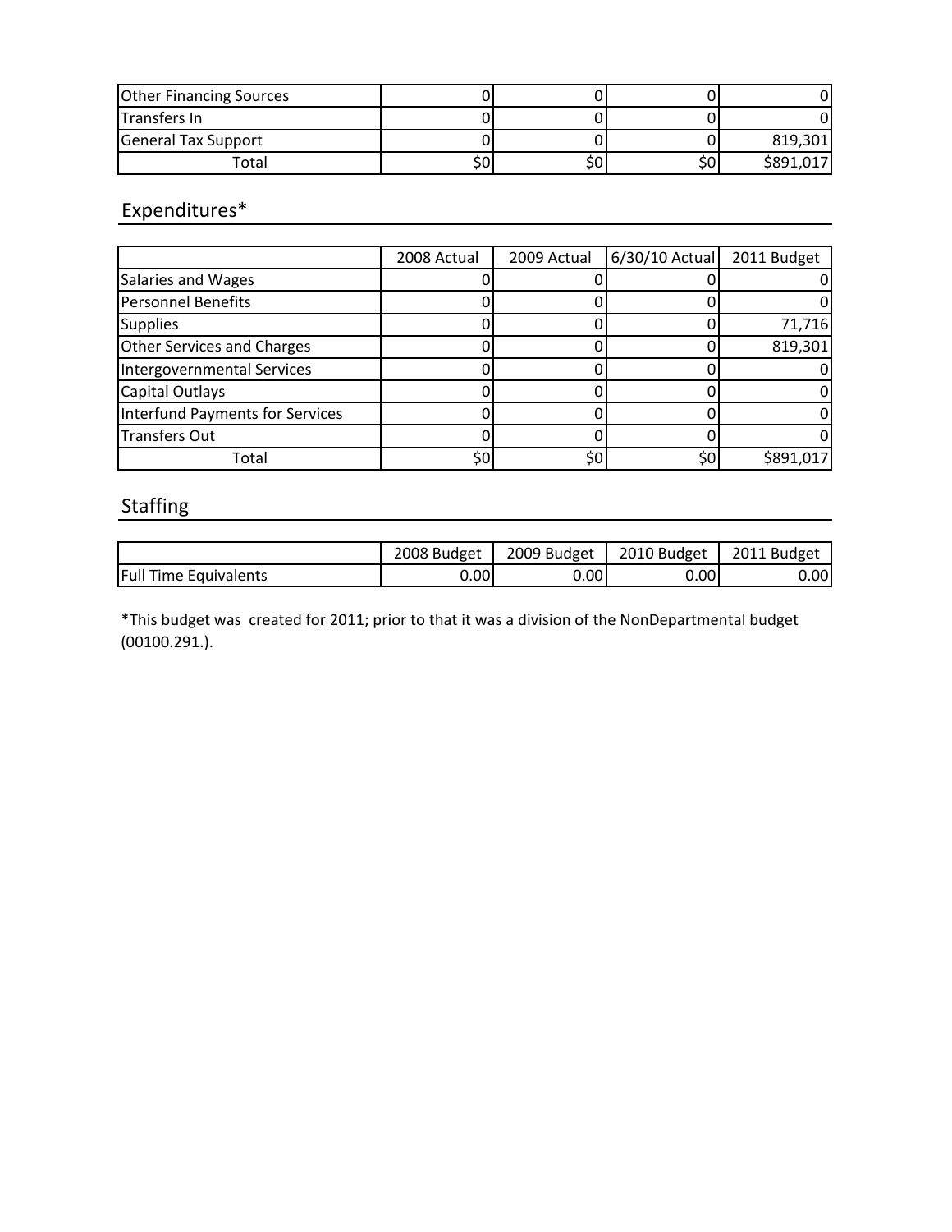| | | | | |
|---|---|---|---|---|
| Other Financing Sources | 0 | 0 | 0 | 0 |
| Transfers In | 0 | 0 | 0 | 0 |
| General Tax Support | 0 | 0 | 0 | 819,301 |
| Total | $0 | $0 | $0 | $891,017 |

## Expenditures*

| | 2008 Actual | 2009 Actual | 6/30/10 Actual | 2011 Budget |
|---|---|---|---|---|
| Salaries and Wages | 0 | 0 | 0 | 0 |
| Personnel Benefits | 0 | 0 | 0 | 0 |
| Supplies | 0 | 0 | 0 | 71,716 |
| Other Services and Charges | 0 | 0 | 0 | 819,301 |
| Intergovernmental Services | 0 | 0 | 0 | 0 |
| Capital Outlays | 0 | 0 | 0 | 0 |
| Interfund Payments for Services | 0 | 0 | 0 | 0 |
| Transfers Out | 0 | 0 | 0 | 0 |
| Total | $0 | $0 | $0 | $891,017 |

## Staffing

| | 2008 Budget | 2009 Budget | 2010 Budget | 2011 Budget |
|---|---|---|---|---|
| Full Time Equivalents | 0.00 | 0.00 | 0.00 | 0.00 |

*This budget was created for 2011; prior to that it was a division of the NonDepartmental budget (00100.291.).